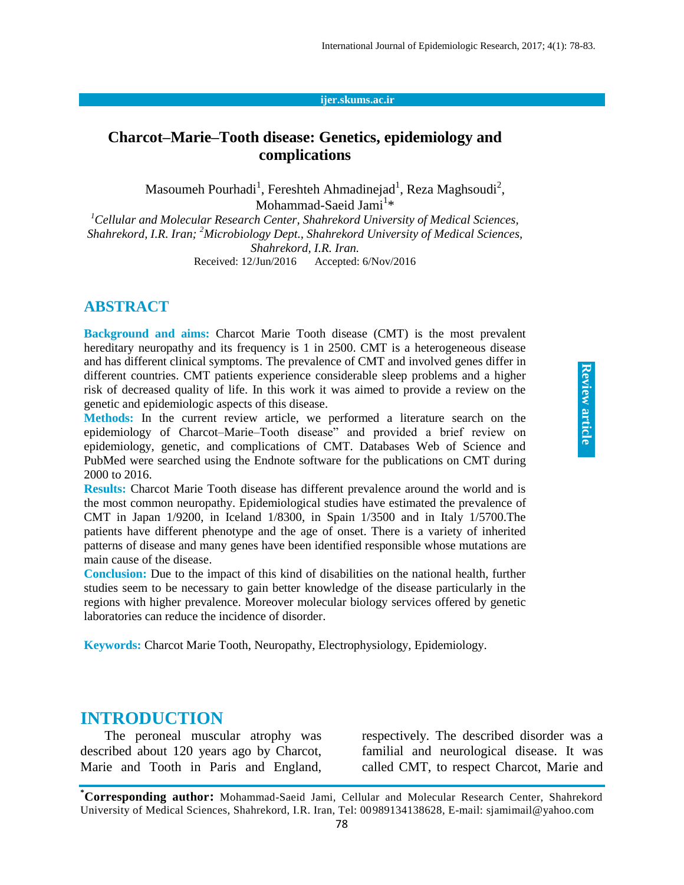# Charcot–Marie–Tooth disease: Genetics, epidemiology and complications

Masoumeh Pourhadi[1], Fereshteh Ahmadinejad[1], Reza Maghsoudi[2], Mohammad-Saeid Jami[1]*

*[1]Cellular and Molecular Research Center, Shahrekord University of Medical Sciences, Shahrekord, I.R. Iran; [2]Microbiology Dept., Shahrekord University of Medical Sciences, Shahrekord, I.R. Iran.*

Received: 12/Jun/2016 Accepted: 6/Nov/2016

Review article

## ABSTRACT

**Background and aims:** Charcot Marie Tooth disease (CMT) is the most prevalent hereditary neuropathy and its frequency is 1 in 2500. CMT is a heterogeneous disease and has different clinical symptoms. The prevalence of CMT and involved genes differ in different countries. CMT patients experience considerable sleep problems and a higher risk of decreased quality of life. In this work it was aimed to provide a review on the genetic and epidemiologic aspects of this disease.

**Methods:** In the current review article, we performed a literature search on the epidemiology of Charcot–Marie–Tooth disease" and provided a brief review on epidemiology, genetic, and complications of CMT. Databases Web of Science and PubMed were searched using the Endnote software for the publications on CMT during 2000 to 2016.

**Results:** Charcot Marie Tooth disease has different prevalence around the world and is the most common neuropathy. Epidemiological studies have estimated the prevalence of CMT in Japan 1/9200, in Iceland 1/8300, in Spain 1/3500 and in Italy 1/5700.The patients have different phenotype and the age of onset. There is a variety of inherited patterns of disease and many genes have been identified responsible whose mutations are main cause of the disease.

**Conclusion:** Due to the impact of this kind of disabilities on the national health, further studies seem to be necessary to gain better knowledge of the disease particularly in the regions with higher prevalence. Moreover molecular biology services offered by genetic laboratories can reduce the incidence of disorder.

**Keywords:** Charcot Marie Tooth, Neuropathy, Electrophysiology, Epidemiology.

## INTRODUCTION

The peroneal muscular atrophy was described about 120 years ago by Charcot, Marie and Tooth in Paris and England, respectively. The described disorder was a familial and neurological disease. It was called CMT, to respect Charcot, Marie and

*Corresponding author: Mohammad-Saeid Jami, Cellular and Molecular Research Center, Shahrekord University of Medical Sciences, Shahrekord, I.R. Iran, Tel: 00989134138628, E-mail: sjamimail@yahoo.com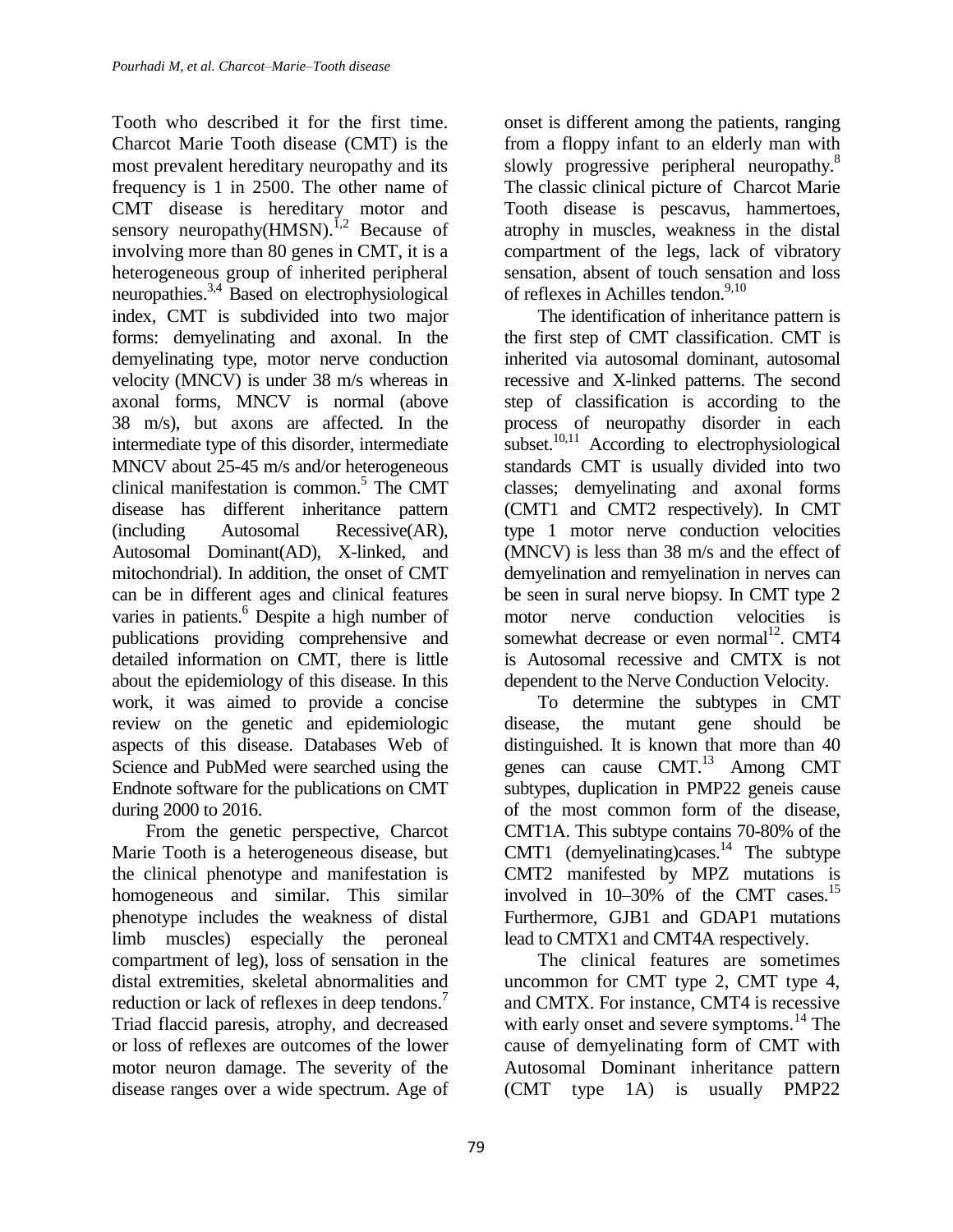Tooth who described it for the first time. Charcot Marie Tooth disease (CMT) is the most prevalent hereditary neuropathy and its frequency is 1 in 2500. The other name of CMT disease is hereditary motor and sensory neuropathy(HMSN).[1,2] Because of involving more than 80 genes in CMT, it is a heterogeneous group of inherited peripheral neuropathies.[3,4] Based on electrophysiological index, CMT is subdivided into two major forms: demyelinating and axonal. In the demyelinating type, motor nerve conduction velocity (MNCV) is under 38 m/s whereas in axonal forms, MNCV is normal (above 38 m/s), but axons are affected. In the intermediate type of this disorder, intermediate MNCV about 25-45 m/s and/or heterogeneous clinical manifestation is common.[5] The CMT disease has different inheritance pattern (including Autosomal Recessive(AR), Autosomal Dominant(AD), X-linked, and mitochondrial). In addition, the onset of CMT can be in different ages and clinical features varies in patients.[6] Despite a high number of publications providing comprehensive and detailed information on CMT, there is little about the epidemiology of this disease. In this work, it was aimed to provide a concise review on the genetic and epidemiologic aspects of this disease. Databases Web of Science and PubMed were searched using the Endnote software for the publications on CMT during 2000 to 2016.

From the genetic perspective, Charcot Marie Tooth is a heterogeneous disease, but the clinical phenotype and manifestation is homogeneous and similar. This similar phenotype includes the weakness of distal limb muscles) especially the peroneal compartment of leg), loss of sensation in the distal extremities, skeletal abnormalities and reduction or lack of reflexes in deep tendons.[7] Triad flaccid paresis, atrophy, and decreased or loss of reflexes are outcomes of the lower motor neuron damage. The severity of the disease ranges over a wide spectrum. Age of onset is different among the patients, ranging from a floppy infant to an elderly man with slowly progressive peripheral neuropathy.[8] The classic clinical picture of Charcot Marie Tooth disease is pescavus, hammertoes, atrophy in muscles, weakness in the distal compartment of the legs, lack of vibratory sensation, absent of touch sensation and loss of reflexes in Achilles tendon.[9,10]

The identification of inheritance pattern is the first step of CMT classification. CMT is inherited via autosomal dominant, autosomal recessive and X-linked patterns. The second step of classification is according to the process of neuropathy disorder in each subset.[10,11] According to electrophysiological standards CMT is usually divided into two classes; demyelinating and axonal forms (CMT1 and CMT2 respectively). In CMT type 1 motor nerve conduction velocities (MNCV) is less than 38 m/s and the effect of demyelination and remyelination in nerves can be seen in sural nerve biopsy. In CMT type 2 motor nerve conduction velocities is somewhat decrease or even normal[12]. CMT4 is Autosomal recessive and CMTX is not dependent to the Nerve Conduction Velocity.

To determine the subtypes in CMT disease, the mutant gene should be distinguished. It is known that more than 40 genes can cause CMT.[13] Among CMT subtypes, duplication in PMP22 geneis cause of the most common form of the disease, CMT1A. This subtype contains 70-80% of the CMT1 (demyelinating)cases.[14] The subtype CMT2 manifested by MPZ mutations is involved in 10–30% of the CMT cases.[15] Furthermore, GJB1 and GDAP1 mutations lead to CMTX1 and CMT4A respectively.

The clinical features are sometimes uncommon for CMT type 2, CMT type 4, and CMTX. For instance, CMT4 is recessive with early onset and severe symptoms.[14] The cause of demyelinating form of CMT with Autosomal Dominant inheritance pattern (CMT type 1A) is usually PMP22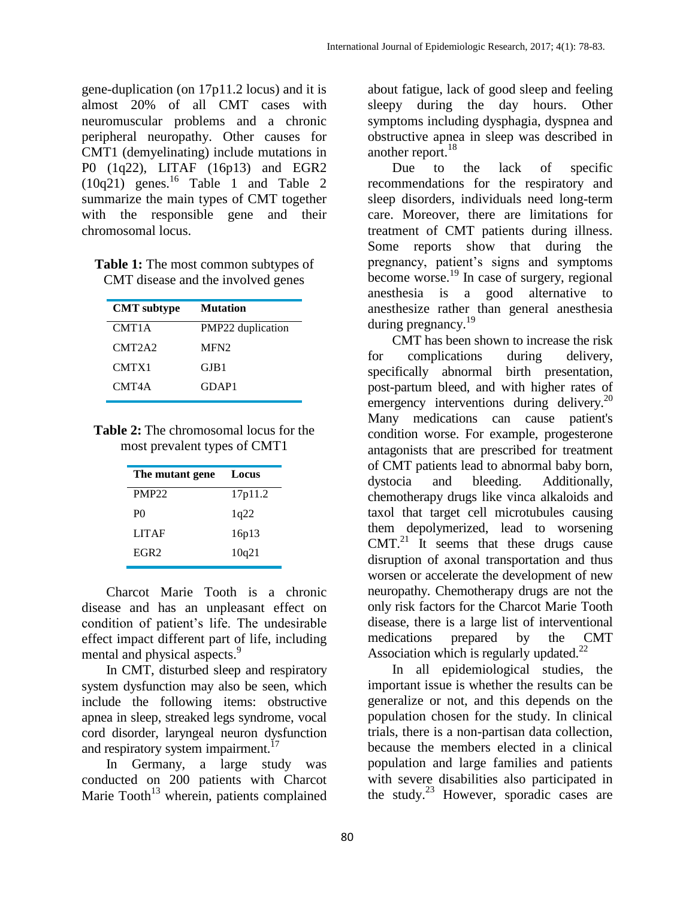gene-duplication (on 17p11.2 locus) and it is almost 20% of all CMT cases with neuromuscular problems and a chronic peripheral neuropathy. Other causes for CMT1 (demyelinating) include mutations in P0 (1q22), LITAF (16p13) and EGR2 (10q21) genes.[16] Table 1 and Table 2 summarize the main types of CMT together with the responsible gene and their chromosomal locus.

**Table 1:** The most common subtypes of CMT disease and the involved genes

| CMT subtype | Mutation |
| --- | --- |
| CMT1A | PMP22 duplication |
| CMT2A2 | MFN2 |
| CMTX1 | GJB1 |
| CMT4A | GDAP1 |

**Table 2:** The chromosomal locus for the most prevalent types of CMT1

| The mutant gene | Locus |
| --- | --- |
| PMP22 | 17p11.2 |
| P0 | 1q22 |
| LITAF | 16p13 |
| EGR2 | 10q21 |

Charcot Marie Tooth is a chronic disease and has an unpleasant effect on condition of patient's life. The undesirable effect impact different part of life, including mental and physical aspects.[9]

In CMT, disturbed sleep and respiratory system dysfunction may also be seen, which include the following items: obstructive apnea in sleep, streaked legs syndrome, vocal cord disorder, laryngeal neuron dysfunction and respiratory system impairment.[17]

In Germany, a large study was conducted on 200 patients with Charcot Marie Tooth[13] wherein, patients complained about fatigue, lack of good sleep and feeling sleepy during the day hours. Other symptoms including dysphagia, dyspnea and obstructive apnea in sleep was described in another report.[18]

Due to the lack of specific recommendations for the respiratory and sleep disorders, individuals need long-term care. Moreover, there are limitations for treatment of CMT patients during illness. Some reports show that during the pregnancy, patient's signs and symptoms become worse.[19] In case of surgery, regional anesthesia is a good alternative to anesthesize rather than general anesthesia during pregnancy.[19]

CMT has been shown to increase the risk for complications during delivery, specifically abnormal birth presentation, post-partum bleed, and with higher rates of emergency interventions during delivery.[20] Many medications can cause patient's condition worse. For example, progesterone antagonists that are prescribed for treatment of CMT patients lead to abnormal baby born, dystocia and bleeding. Additionally, chemotherapy drugs like vinca alkaloids and taxol that target cell microtubules causing them depolymerized, lead to worsening CMT.[21] It seems that these drugs cause disruption of axonal transportation and thus worsen or accelerate the development of new neuropathy. Chemotherapy drugs are not the only risk factors for the Charcot Marie Tooth disease, there is a large list of interventional medications prepared by the CMT Association which is regularly updated.[22]

In all epidemiological studies, the important issue is whether the results can be generalize or not, and this depends on the population chosen for the study. In clinical trials, there is a non-partisan data collection, because the members elected in a clinical population and large families and patients with severe disabilities also participated in the study.[23] However, sporadic cases are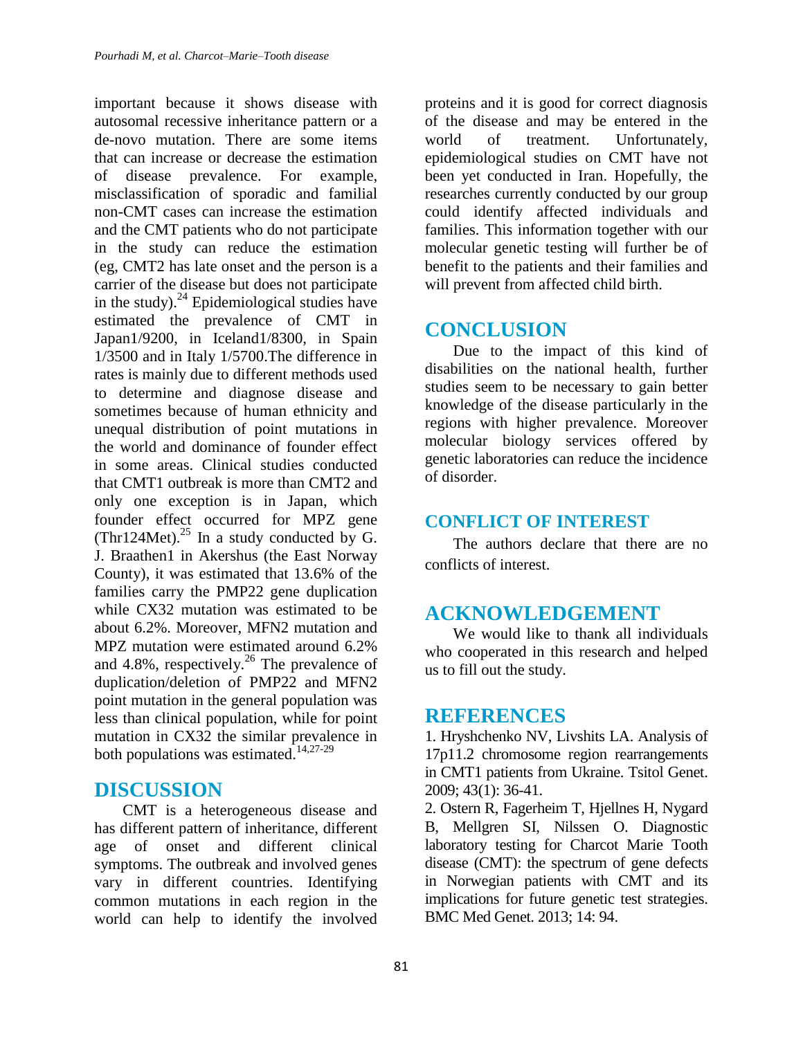important because it shows disease with autosomal recessive inheritance pattern or a de-novo mutation. There are some items that can increase or decrease the estimation of disease prevalence. For example, misclassification of sporadic and familial non-CMT cases can increase the estimation and the CMT patients who do not participate in the study can reduce the estimation (eg, CMT2 has late onset and the person is a carrier of the disease but does not participate in the study).[24] Epidemiological studies have estimated the prevalence of CMT in Japan1/9200, in Iceland1/8300, in Spain 1/3500 and in Italy 1/5700.The difference in rates is mainly due to different methods used to determine and diagnose disease and sometimes because of human ethnicity and unequal distribution of point mutations in the world and dominance of founder effect in some areas. Clinical studies conducted that CMT1 outbreak is more than CMT2 and only one exception is in Japan, which founder effect occurred for MPZ gene (Thr124Met).[25] In a study conducted by G. J. Braathen1 in Akershus (the East Norway County), it was estimated that 13.6% of the families carry the PMP22 gene duplication while CX32 mutation was estimated to be about 6.2%. Moreover, MFN2 mutation and MPZ mutation were estimated around 6.2% and 4.8%, respectively.[26] The prevalence of duplication/deletion of PMP22 and MFN2 point mutation in the general population was less than clinical population, while for point mutation in CX32 the similar prevalence in both populations was estimated.[14,27-29]

## DISCUSSION

CMT is a heterogeneous disease and has different pattern of inheritance, different age of onset and different clinical symptoms. The outbreak and involved genes vary in different countries. Identifying common mutations in each region in the world can help to identify the involved proteins and it is good for correct diagnosis of the disease and may be entered in the world of treatment. Unfortunately, epidemiological studies on CMT have not been yet conducted in Iran. Hopefully, the researches currently conducted by our group could identify affected individuals and families. This information together with our molecular genetic testing will further be of benefit to the patients and their families and will prevent from affected child birth.

## CONCLUSION

Due to the impact of this kind of disabilities on the national health, further studies seem to be necessary to gain better knowledge of the disease particularly in the regions with higher prevalence. Moreover molecular biology services offered by genetic laboratories can reduce the incidence of disorder.

## CONFLICT OF INTEREST

The authors declare that there are no conflicts of interest.

## ACKNOWLEDGEMENT

We would like to thank all individuals who cooperated in this research and helped us to fill out the study.

## REFERENCES

1. Hryshchenko NV, Livshits LA. Analysis of 17p11.2 chromosome region rearrangements in CMT1 patients from Ukraine. Tsitol Genet. 2009; 43(1): 36-41.
2. Ostern R, Fagerheim T, Hjellnes H, Nygard B, Mellgren SI, Nilssen O. Diagnostic laboratory testing for Charcot Marie Tooth disease (CMT): the spectrum of gene defects in Norwegian patients with CMT and its implications for future genetic test strategies. BMC Med Genet. 2013; 14: 94.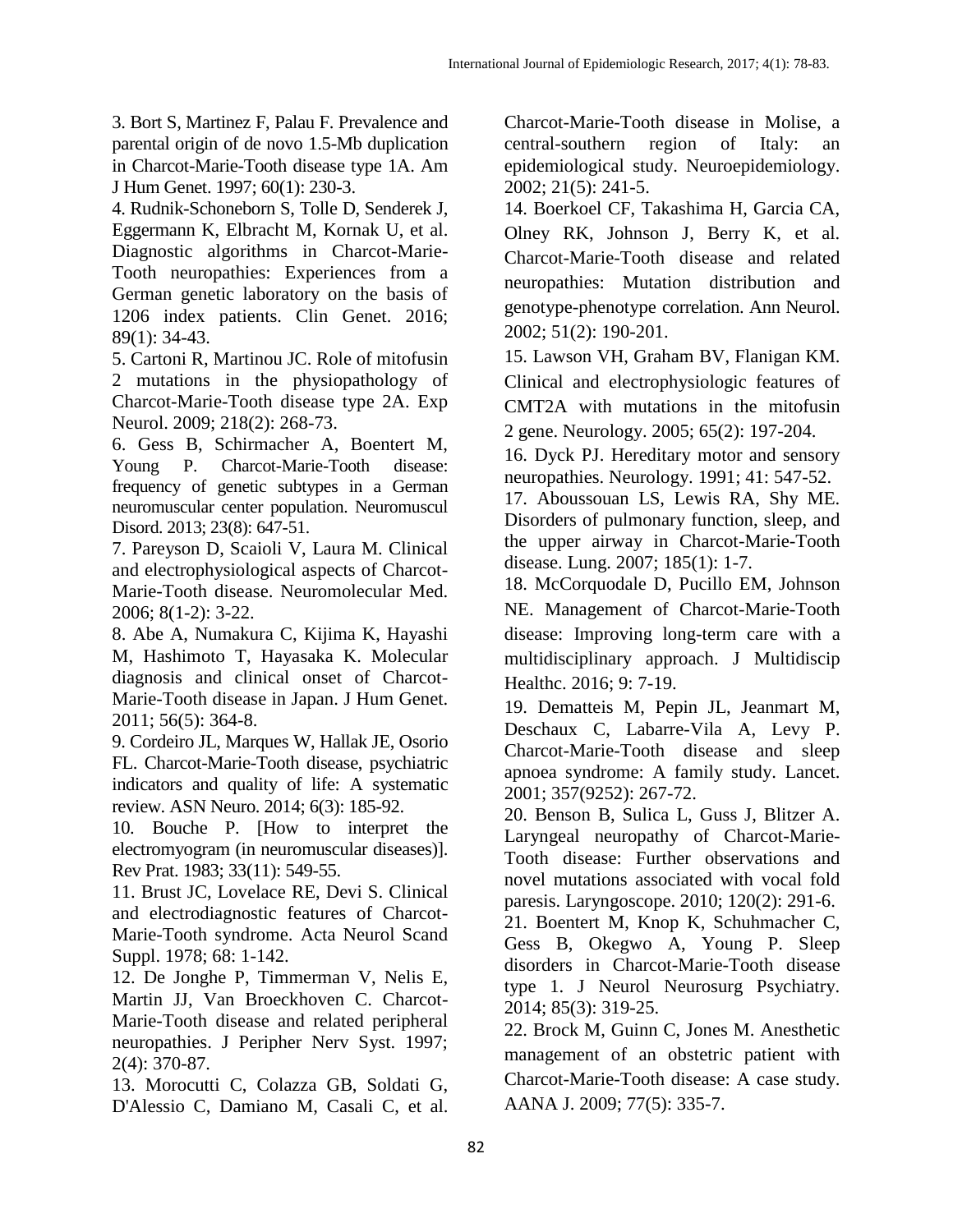3. Bort S, Martinez F, Palau F. Prevalence and parental origin of de novo 1.5-Mb duplication in Charcot-Marie-Tooth disease type 1A. Am J Hum Genet. 1997; 60(1): 230-3.

4. Rudnik-Schoneborn S, Tolle D, Senderek J, Eggermann K, Elbracht M, Kornak U, et al. Diagnostic algorithms in Charcot-Marie-Tooth neuropathies: Experiences from a German genetic laboratory on the basis of 1206 index patients. Clin Genet. 2016; 89(1): 34-43.

5. Cartoni R, Martinou JC. Role of mitofusin 2 mutations in the physiopathology of Charcot-Marie-Tooth disease type 2A. Exp Neurol. 2009; 218(2): 268-73.

6. Gess B, Schirmacher A, Boentert M, Young P. Charcot-Marie-Tooth disease: frequency of genetic subtypes in a German neuromuscular center population. Neuromuscul Disord. 2013; 23(8): 647-51.

7. Pareyson D, Scaioli V, Laura M. Clinical and electrophysiological aspects of Charcot-Marie-Tooth disease. Neuromolecular Med. 2006; 8(1-2): 3-22.

8. Abe A, Numakura C, Kijima K, Hayashi M, Hashimoto T, Hayasaka K. Molecular diagnosis and clinical onset of Charcot-Marie-Tooth disease in Japan. J Hum Genet. 2011; 56(5): 364-8.

9. Cordeiro JL, Marques W, Hallak JE, Osorio FL. Charcot-Marie-Tooth disease, psychiatric indicators and quality of life: A systematic review. ASN Neuro. 2014; 6(3): 185-92.

10. Bouche P. [How to interpret the electromyogram (in neuromuscular diseases)]. Rev Prat. 1983; 33(11): 549-55.

11. Brust JC, Lovelace RE, Devi S. Clinical and electrodiagnostic features of Charcot-Marie-Tooth syndrome. Acta Neurol Scand Suppl. 1978; 68: 1-142.

12. De Jonghe P, Timmerman V, Nelis E, Martin JJ, Van Broeckhoven C. Charcot-Marie-Tooth disease and related peripheral neuropathies. J Peripher Nerv Syst. 1997; 2(4): 370-87.

13. Morocutti C, Colazza GB, Soldati G, D'Alessio C, Damiano M, Casali C, et al. Charcot-Marie-Tooth disease in Molise, a central-southern region of Italy: an epidemiological study. Neuroepidemiology. 2002; 21(5): 241-5.

14. Boerkoel CF, Takashima H, Garcia CA, Olney RK, Johnson J, Berry K, et al. Charcot-Marie-Tooth disease and related neuropathies: Mutation distribution and genotype-phenotype correlation. Ann Neurol. 2002; 51(2): 190-201.

15. Lawson VH, Graham BV, Flanigan KM. Clinical and electrophysiologic features of CMT2A with mutations in the mitofusin 2 gene. Neurology. 2005; 65(2): 197-204.

16. Dyck PJ. Hereditary motor and sensory neuropathies. Neurology. 1991; 41: 547-52.

17. Aboussouan LS, Lewis RA, Shy ME. Disorders of pulmonary function, sleep, and the upper airway in Charcot-Marie-Tooth disease. Lung. 2007; 185(1): 1-7.

18. McCorquodale D, Pucillo EM, Johnson NE. Management of Charcot-Marie-Tooth disease: Improving long-term care with a multidisciplinary approach. J Multidiscip Healthc. 2016; 9: 7-19.

19. Dematteis M, Pepin JL, Jeanmart M, Deschaux C, Labarre-Vila A, Levy P. Charcot-Marie-Tooth disease and sleep apnoea syndrome: A family study. Lancet. 2001; 357(9252): 267-72.

20. Benson B, Sulica L, Guss J, Blitzer A. Laryngeal neuropathy of Charcot-Marie-Tooth disease: Further observations and novel mutations associated with vocal fold paresis. Laryngoscope. 2010; 120(2): 291-6.

21. Boentert M, Knop K, Schuhmacher C, Gess B, Okegwo A, Young P. Sleep disorders in Charcot-Marie-Tooth disease type 1. J Neurol Neurosurg Psychiatry. 2014; 85(3): 319-25.

22. Brock M, Guinn C, Jones M. Anesthetic management of an obstetric patient with Charcot-Marie-Tooth disease: A case study. AANA J. 2009; 77(5): 335-7.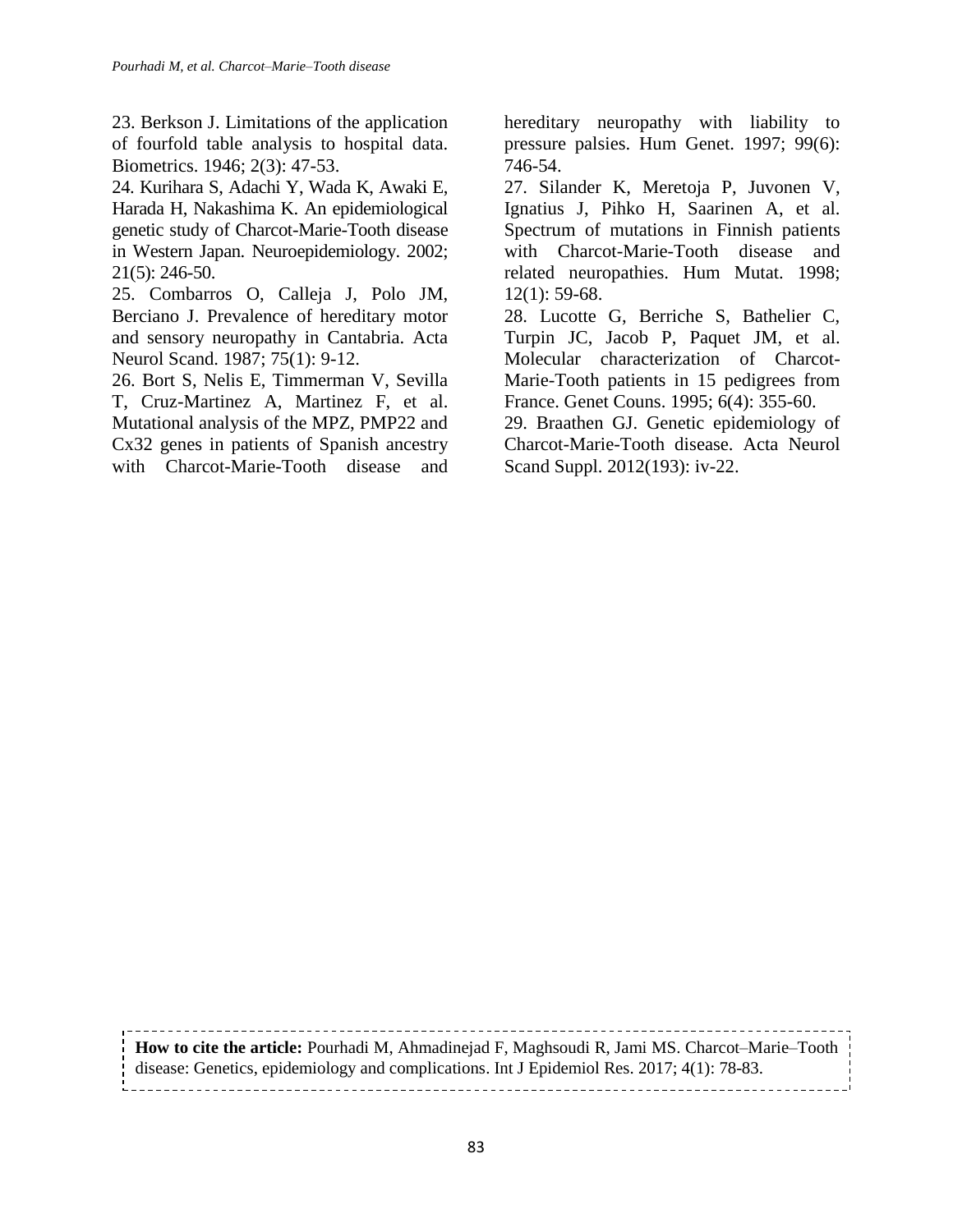23. Berkson J. Limitations of the application of fourfold table analysis to hospital data. Biometrics. 1946; 2(3): 47-53.

24. Kurihara S, Adachi Y, Wada K, Awaki E, Harada H, Nakashima K. An epidemiological genetic study of Charcot-Marie-Tooth disease in Western Japan. Neuroepidemiology. 2002; 21(5): 246-50.

25. Combarros O, Calleja J, Polo JM, Berciano J. Prevalence of hereditary motor and sensory neuropathy in Cantabria. Acta Neurol Scand. 1987; 75(1): 9-12.

26. Bort S, Nelis E, Timmerman V, Sevilla T, Cruz-Martinez A, Martinez F, et al. Mutational analysis of the MPZ, PMP22 and Cx32 genes in patients of Spanish ancestry with Charcot-Marie-Tooth disease and hereditary neuropathy with liability to pressure palsies. Hum Genet. 1997; 99(6): 746-54.

27. Silander K, Meretoja P, Juvonen V, Ignatius J, Pihko H, Saarinen A, et al. Spectrum of mutations in Finnish patients with Charcot-Marie-Tooth disease and related neuropathies. Hum Mutat. 1998; 12(1): 59-68.

28. Lucotte G, Berriche S, Bathelier C, Turpin JC, Jacob P, Paquet JM, et al. Molecular characterization of Charcot-Marie-Tooth patients in 15 pedigrees from France. Genet Couns. 1995; 6(4): 355-60.

29. Braathen GJ. Genetic epidemiology of Charcot-Marie-Tooth disease. Acta Neurol Scand Suppl. 2012(193): iv-22.

**How to cite the article:** Pourhadi M, Ahmadinejad F, Maghsoudi R, Jami MS. Charcot–Marie–Tooth disease: Genetics, epidemiology and complications. Int J Epidemiol Res. 2017; 4(1): 78-83.